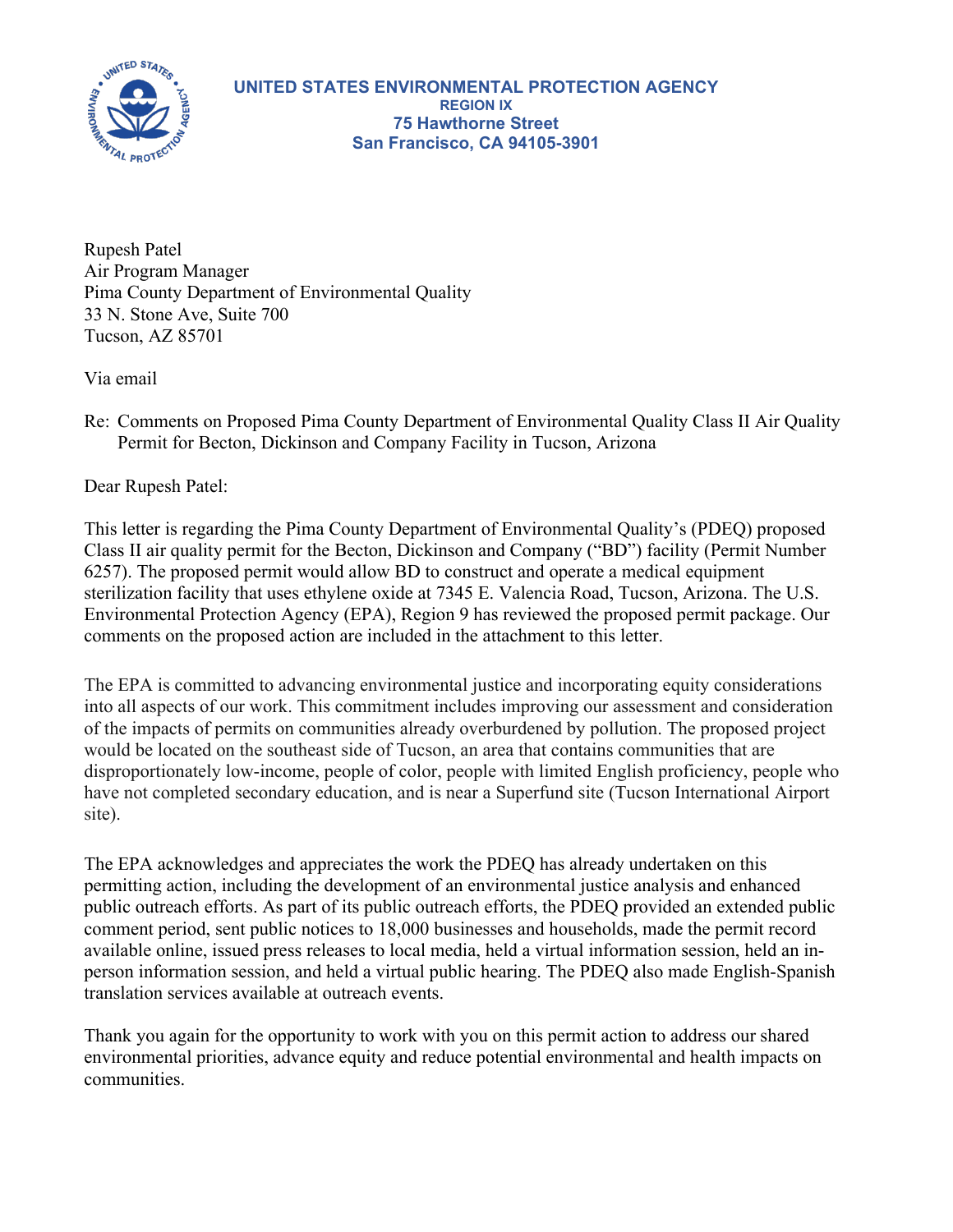**UNITED STATES ENVIRONMENTAL PROTECTION AGENCY**
**REGION IX**
**75 Hawthorne Street**
**San Francisco, CA 94105-3901**

Rupesh Patel
Air Program Manager
Pima County Department of Environmental Quality
33 N. Stone Ave, Suite 700
Tucson, AZ 85701

Via email

Re: Comments on Proposed Pima County Department of Environmental Quality Class II Air Quality Permit for Becton, Dickinson and Company Facility in Tucson, Arizona

Dear Rupesh Patel:

This letter is regarding the Pima County Department of Environmental Quality's (PDEQ) proposed Class II air quality permit for the Becton, Dickinson and Company ("BD") facility (Permit Number 6257). The proposed permit would allow BD to construct and operate a medical equipment sterilization facility that uses ethylene oxide at 7345 E. Valencia Road, Tucson, Arizona. The U.S. Environmental Protection Agency (EPA), Region 9 has reviewed the proposed permit package. Our comments on the proposed action are included in the attachment to this letter.

The EPA is committed to advancing environmental justice and incorporating equity considerations into all aspects of our work. This commitment includes improving our assessment and consideration of the impacts of permits on communities already overburdened by pollution. The proposed project would be located on the southeast side of Tucson, an area that contains communities that are disproportionately low-income, people of color, people with limited English proficiency, people who have not completed secondary education, and is near a Superfund site (Tucson International Airport site).

The EPA acknowledges and appreciates the work the PDEQ has already undertaken on this permitting action, including the development of an environmental justice analysis and enhanced public outreach efforts. As part of its public outreach efforts, the PDEQ provided an extended public comment period, sent public notices to 18,000 businesses and households, made the permit record available online, issued press releases to local media, held a virtual information session, held an in-person information session, and held a virtual public hearing. The PDEQ also made English-Spanish translation services available at outreach events.

Thank you again for the opportunity to work with you on this permit action to address our shared environmental priorities, advance equity and reduce potential environmental and health impacts on communities.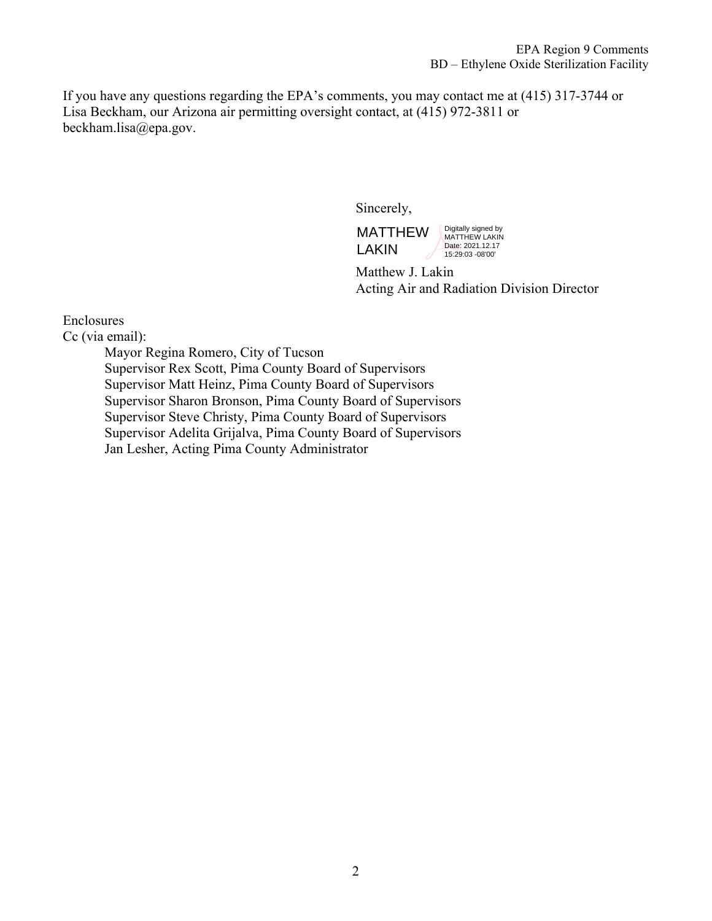If you have any questions regarding the EPA's comments, you may contact me at (415) 317-3744 or Lisa Beckham, our Arizona air permitting oversight contact, at (415) 972-3811 or beckham.lisa@epa.gov.

Sincerely,

MATTHEW LAKIN

Digitally signed by MATTHEW LAKIN
Date: 2021.12.17 15:29:03 -08'00'

Matthew J. Lakin
Acting Air and Radiation Division Director

Enclosures
Cc (via email):

Mayor Regina Romero, City of Tucson
Supervisor Rex Scott, Pima County Board of Supervisors
Supervisor Matt Heinz, Pima County Board of Supervisors
Supervisor Sharon Bronson, Pima County Board of Supervisors
Supervisor Steve Christy, Pima County Board of Supervisors
Supervisor Adelita Grijalva, Pima County Board of Supervisors
Jan Lesher, Acting Pima County Administrator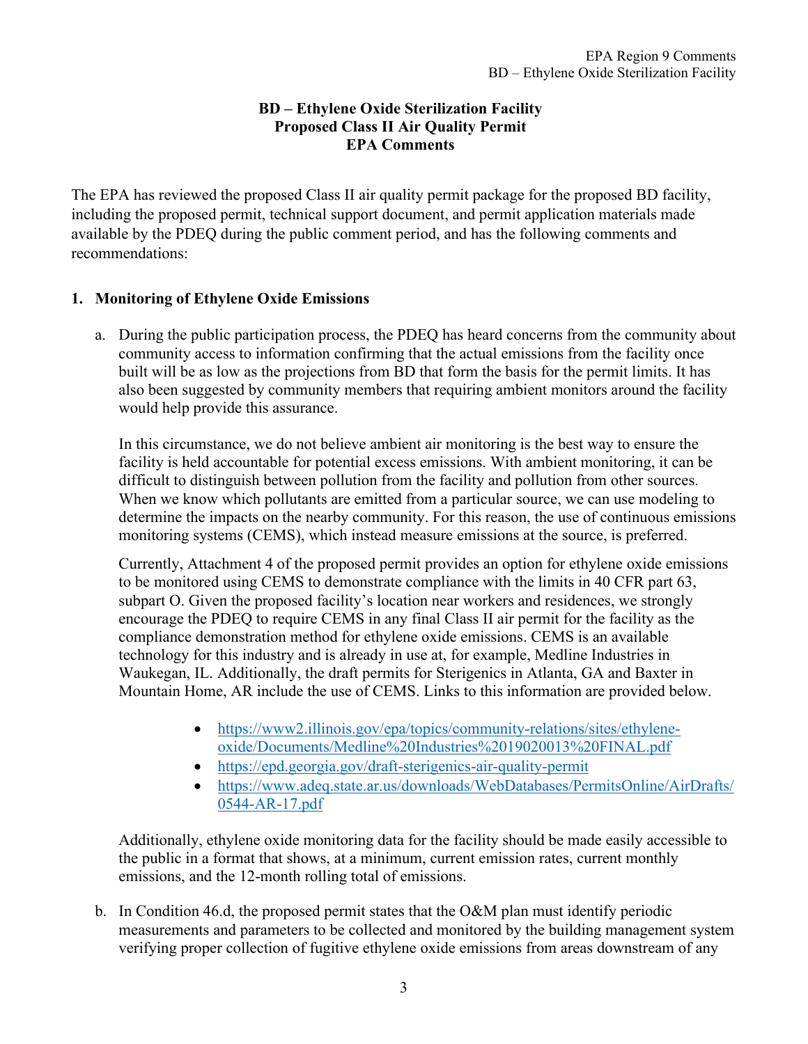**BD – Ethylene Oxide Sterilization Facility**
**Proposed Class II Air Quality Permit**
**EPA Comments**

The EPA has reviewed the proposed Class II air quality permit package for the proposed BD facility, including the proposed permit, technical support document, and permit application materials made available by the PDEQ during the public comment period, and has the following comments and recommendations:

## 1. Monitoring of Ethylene Oxide Emissions

a. During the public participation process, the PDEQ has heard concerns from the community about community access to information confirming that the actual emissions from the facility once built will be as low as the projections from BD that form the basis for the permit limits. It has also been suggested by community members that requiring ambient monitors around the facility would help provide this assurance.

   In this circumstance, we do not believe ambient air monitoring is the best way to ensure the facility is held accountable for potential excess emissions. With ambient monitoring, it can be difficult to distinguish between pollution from the facility and pollution from other sources. When we know which pollutants are emitted from a particular source, we can use modeling to determine the impacts on the nearby community. For this reason, the use of continuous emissions monitoring systems (CEMS), which instead measure emissions at the source, is preferred.

   Currently, Attachment 4 of the proposed permit provides an option for ethylene oxide emissions to be monitored using CEMS to demonstrate compliance with the limits in 40 CFR part 63, subpart O. Given the proposed facility's location near workers and residences, we strongly encourage the PDEQ to require CEMS in any final Class II air permit for the facility as the compliance demonstration method for ethylene oxide emissions. CEMS is an available technology for this industry and is already in use at, for example, Medline Industries in Waukegan, IL. Additionally, the draft permits for Sterigenics in Atlanta, GA and Baxter in Mountain Home, AR include the use of CEMS. Links to this information are provided below.

   - https://www2.illinois.gov/epa/topics/community-relations/sites/ethylene-oxide/Documents/Medline%20Industries%2019020013%20FINAL.pdf
   - https://epd.georgia.gov/draft-sterigenics-air-quality-permit
   - https://www.adeq.state.ar.us/downloads/WebDatabases/PermitsOnline/AirDrafts/0544-AR-17.pdf

   Additionally, ethylene oxide monitoring data for the facility should be made easily accessible to the public in a format that shows, at a minimum, current emission rates, current monthly emissions, and the 12-month rolling total of emissions.

b. In Condition 46.d, the proposed permit states that the O&M plan must identify periodic measurements and parameters to be collected and monitored by the building management system verifying proper collection of fugitive ethylene oxide emissions from areas downstream of any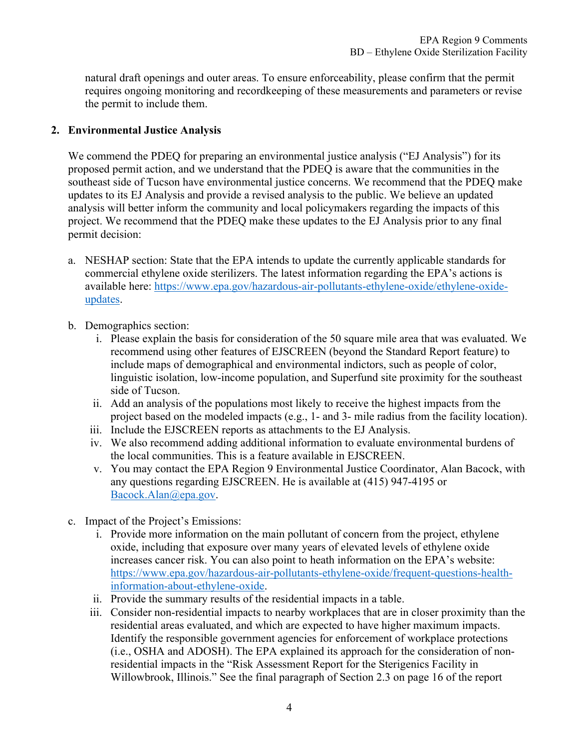natural draft openings and outer areas. To ensure enforceability, please confirm that the permit requires ongoing monitoring and recordkeeping of these measurements and parameters or revise the permit to include them.

**2. Environmental Justice Analysis**

We commend the PDEQ for preparing an environmental justice analysis ("EJ Analysis") for its proposed permit action, and we understand that the PDEQ is aware that the communities in the southeast side of Tucson have environmental justice concerns. We recommend that the PDEQ make updates to its EJ Analysis and provide a revised analysis to the public. We believe an updated analysis will better inform the community and local policymakers regarding the impacts of this project. We recommend that the PDEQ make these updates to the EJ Analysis prior to any final permit decision:

a. NESHAP section: State that the EPA intends to update the currently applicable standards for commercial ethylene oxide sterilizers. The latest information regarding the EPA's actions is available here: [https://www.epa.gov/hazardous-air-pollutants-ethylene-oxide/ethylene-oxide-updates](https://www.epa.gov/hazardous-air-pollutants-ethylene-oxide/ethylene-oxide-updates).

b. Demographics section:
   i. Please explain the basis for consideration of the 50 square mile area that was evaluated. We recommend using other features of EJSCREEN (beyond the Standard Report feature) to include maps of demographical and environmental indictors, such as people of color, linguistic isolation, low-income population, and Superfund site proximity for the southeast side of Tucson.
   ii. Add an analysis of the populations most likely to receive the highest impacts from the project based on the modeled impacts (e.g., 1- and 3- mile radius from the facility location).
   iii. Include the EJSCREEN reports as attachments to the EJ Analysis.
   iv. We also recommend adding additional information to evaluate environmental burdens of the local communities. This is a feature available in EJSCREEN.
   v. You may contact the EPA Region 9 Environmental Justice Coordinator, Alan Bacock, with any questions regarding EJSCREEN. He is available at (415) 947-4195 or [Bacock.Alan@epa.gov](mailto:Bacock.Alan@epa.gov).

c. Impact of the Project's Emissions:
   i. Provide more information on the main pollutant of concern from the project, ethylene oxide, including that exposure over many years of elevated levels of ethylene oxide increases cancer risk. You can also point to heath information on the EPA's website: [https://www.epa.gov/hazardous-air-pollutants-ethylene-oxide/frequent-questions-health-information-about-ethylene-oxide](https://www.epa.gov/hazardous-air-pollutants-ethylene-oxide/frequent-questions-health-information-about-ethylene-oxide).
   ii. Provide the summary results of the residential impacts in a table.
   iii. Consider non-residential impacts to nearby workplaces that are in closer proximity than the residential areas evaluated, and which are expected to have higher maximum impacts. Identify the responsible government agencies for enforcement of workplace protections (i.e., OSHA and ADOSH). The EPA explained its approach for the consideration of non-residential impacts in the "Risk Assessment Report for the Sterigenics Facility in Willowbrook, Illinois." See the final paragraph of Section 2.3 on page 16 of the report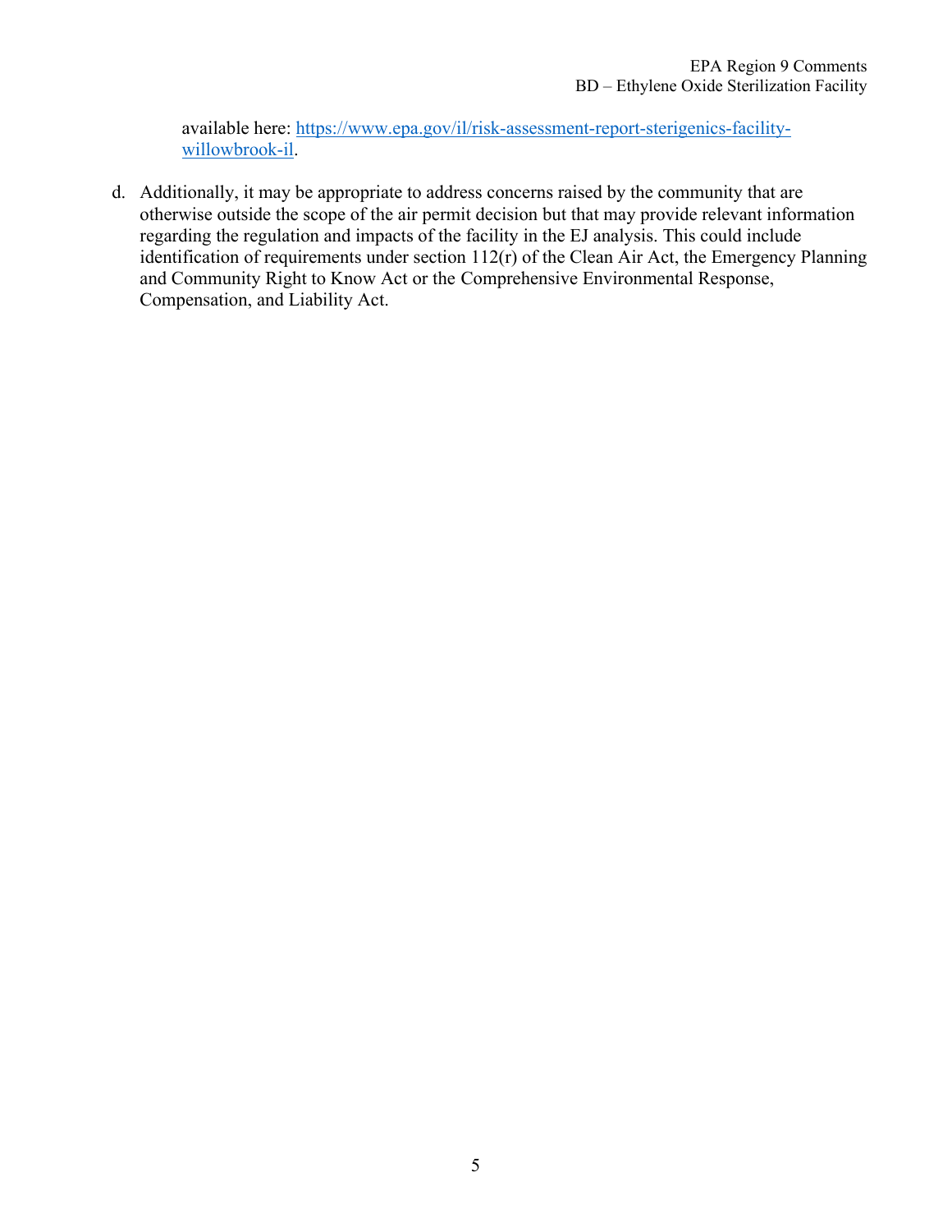available here: [https://www.epa.gov/il/risk-assessment-report-sterigenics-facility-willowbrook-il](https://www.epa.gov/il/risk-assessment-report-sterigenics-facility-willowbrook-il).

d. Additionally, it may be appropriate to address concerns raised by the community that are otherwise outside the scope of the air permit decision but that may provide relevant information regarding the regulation and impacts of the facility in the EJ analysis. This could include identification of requirements under section 112(r) of the Clean Air Act, the Emergency Planning and Community Right to Know Act or the Comprehensive Environmental Response, Compensation, and Liability Act.